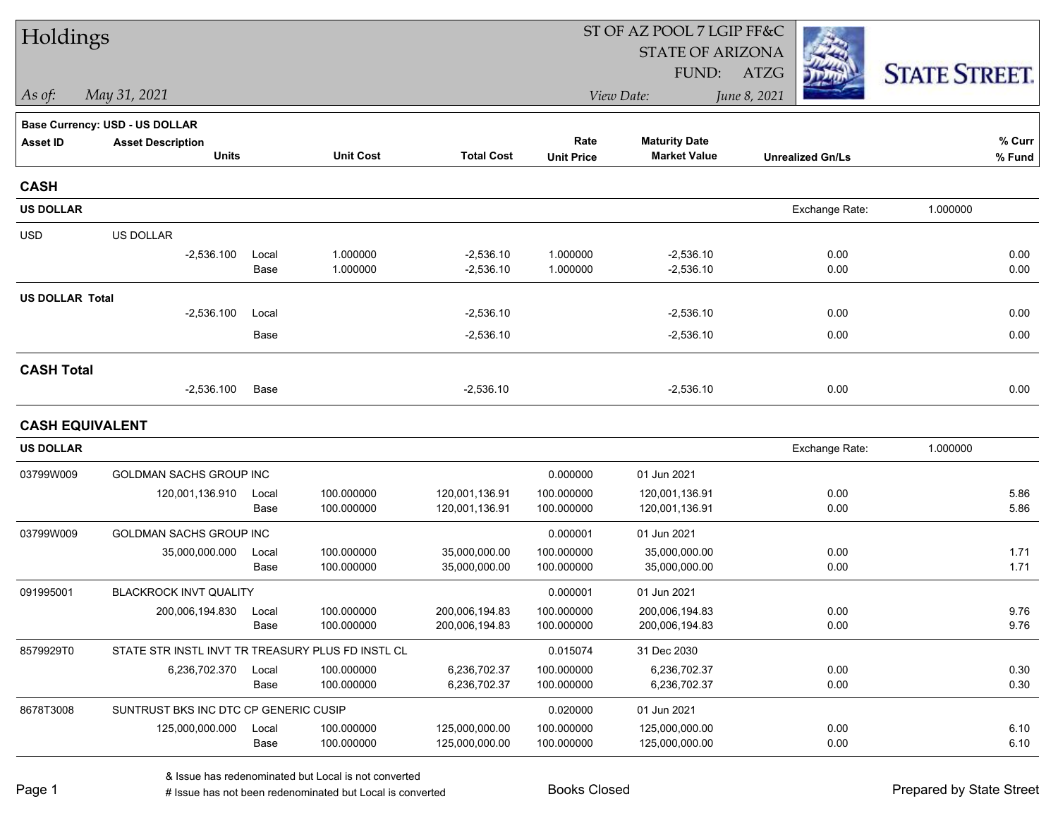# Holdings

ST OF AZ POOL 7 LGIP FF&C
STATE OF ARIZONA
FUND: ATZG

*As of:* *May 31, 2021*

*View Date:* *June 8, 2021*

STATE STREET

**Base Currency: USD - US DOLLAR**

| Asset ID | Asset Description / Units | | Unit Cost | Total Cost | Rate / Unit Price | Maturity Date / Market Value | Unrealized Gn/Ls | % Curr / % Fund |
|---|---|---|---|---|---|---|---|---|
| **CASH** | | | | | | | | |
| **US DOLLAR** | | | | | | | Exchange Rate: | 1.000000 |
| USD | US DOLLAR | | | | | | | |
| | -2,536.100 | Local | 1.000000 | -2,536.10 | 1.000000 | -2,536.10 | 0.00 | 0.00 |
| | | Base | 1.000000 | -2,536.10 | 1.000000 | -2,536.10 | 0.00 | 0.00 |
| **US DOLLAR Total** | | | | | | | | |
| | -2,536.100 | Local | | -2,536.10 | | -2,536.10 | 0.00 | 0.00 |
| | | Base | | -2,536.10 | | -2,536.10 | 0.00 | 0.00 |
| **CASH Total** | | | | | | | | |
| | -2,536.100 | Base | | -2,536.10 | | -2,536.10 | 0.00 | 0.00 |
| **CASH EQUIVALENT** | | | | | | | | |
| **US DOLLAR** | | | | | | | Exchange Rate: | 1.000000 |
| 03799W009 | GOLDMAN SACHS GROUP INC | | | | 0.000000 | 01 Jun 2021 | | |
| | 120,001,136.910 | Local | 100.000000 | 120,001,136.91 | 100.000000 | 120,001,136.91 | 0.00 | 5.86 |
| | | Base | 100.000000 | 120,001,136.91 | 100.000000 | 120,001,136.91 | 0.00 | 5.86 |
| 03799W009 | GOLDMAN SACHS GROUP INC | | | | 0.000001 | 01 Jun 2021 | | |
| | 35,000,000.000 | Local | 100.000000 | 35,000,000.00 | 100.000000 | 35,000,000.00 | 0.00 | 1.71 |
| | | Base | 100.000000 | 35,000,000.00 | 100.000000 | 35,000,000.00 | 0.00 | 1.71 |
| 091995001 | BLACKROCK INVT QUALITY | | | | 0.000001 | 01 Jun 2021 | | |
| | 200,006,194.830 | Local | 100.000000 | 200,006,194.83 | 100.000000 | 200,006,194.83 | 0.00 | 9.76 |
| | | Base | 100.000000 | 200,006,194.83 | 100.000000 | 200,006,194.83 | 0.00 | 9.76 |
| 8579929T0 | STATE STR INSTL INVT TR TREASURY PLUS FD INSTL CL | | | | 0.015074 | 31 Dec 2030 | | |
| | 6,236,702.370 | Local | 100.000000 | 6,236,702.37 | 100.000000 | 6,236,702.37 | 0.00 | 0.30 |
| | | Base | 100.000000 | 6,236,702.37 | 100.000000 | 6,236,702.37 | 0.00 | 0.30 |
| 8678T3008 | SUNTRUST BKS INC DTC CP GENERIC CUSIP | | | | 0.020000 | 01 Jun 2021 | | |
| | 125,000,000.000 | Local | 100.000000 | 125,000,000.00 | 100.000000 | 125,000,000.00 | 0.00 | 6.10 |
| | | Base | 100.000000 | 125,000,000.00 | 100.000000 | 125,000,000.00 | 0.00 | 6.10 |

& Issue has redenominated but Local is not converted
# Issue has not been redenominated but Local is converted

Books Closed

Prepared by State Street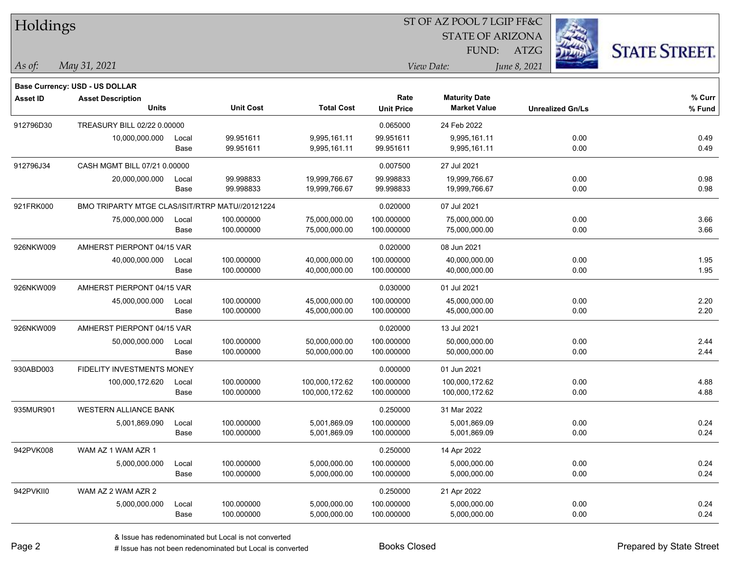# Holdings

ST OF AZ POOL 7 LGIP FF&C
STATE OF ARIZONA
FUND: ATZG

*As of:* *May 31, 2021*

*View Date:* *June 8, 2021*

**Base Currency: USD - US DOLLAR**

| Asset ID | Asset Description / Units | | Unit Cost | Total Cost | Rate / Unit Price | Maturity Date / Market Value | Unrealized Gn/Ls | % Curr / % Fund |
|---|---|---|---|---|---|---|---|---|
| 912796D30 | TREASURY BILL 02/22 0.00000 | | | | 0.065000 | 24 Feb 2022 | | |
| | 10,000,000.000 | Local | 99.951611 | 9,995,161.11 | 99.951611 | 9,995,161.11 | 0.00 | 0.49 |
| | | Base | 99.951611 | 9,995,161.11 | 99.951611 | 9,995,161.11 | 0.00 | 0.49 |
| 912796J34 | CASH MGMT BILL 07/21 0.00000 | | | | 0.007500 | 27 Jul 2021 | | |
| | 20,000,000.000 | Local | 99.998833 | 19,999,766.67 | 99.998833 | 19,999,766.67 | 0.00 | 0.98 |
| | | Base | 99.998833 | 19,999,766.67 | 99.998833 | 19,999,766.67 | 0.00 | 0.98 |
| 921FRK000 | BMO TRIPARTY MTGE CLAS/ISIT/RTRP MATU//20121224 | | | | 0.020000 | 07 Jul 2021 | | |
| | 75,000,000.000 | Local | 100.000000 | 75,000,000.00 | 100.000000 | 75,000,000.00 | 0.00 | 3.66 |
| | | Base | 100.000000 | 75,000,000.00 | 100.000000 | 75,000,000.00 | 0.00 | 3.66 |
| 926NKW009 | AMHERST PIERPONT 04/15 VAR | | | | 0.020000 | 08 Jun 2021 | | |
| | 40,000,000.000 | Local | 100.000000 | 40,000,000.00 | 100.000000 | 40,000,000.00 | 0.00 | 1.95 |
| | | Base | 100.000000 | 40,000,000.00 | 100.000000 | 40,000,000.00 | 0.00 | 1.95 |
| 926NKW009 | AMHERST PIERPONT 04/15 VAR | | | | 0.030000 | 01 Jul 2021 | | |
| | 45,000,000.000 | Local | 100.000000 | 45,000,000.00 | 100.000000 | 45,000,000.00 | 0.00 | 2.20 |
| | | Base | 100.000000 | 45,000,000.00 | 100.000000 | 45,000,000.00 | 0.00 | 2.20 |
| 926NKW009 | AMHERST PIERPONT 04/15 VAR | | | | 0.020000 | 13 Jul 2021 | | |
| | 50,000,000.000 | Local | 100.000000 | 50,000,000.00 | 100.000000 | 50,000,000.00 | 0.00 | 2.44 |
| | | Base | 100.000000 | 50,000,000.00 | 100.000000 | 50,000,000.00 | 0.00 | 2.44 |
| 930ABD003 | FIDELITY INVESTMENTS MONEY | | | | 0.000000 | 01 Jun 2021 | | |
| | 100,000,172.620 | Local | 100.000000 | 100,000,172.62 | 100.000000 | 100,000,172.62 | 0.00 | 4.88 |
| | | Base | 100.000000 | 100,000,172.62 | 100.000000 | 100,000,172.62 | 0.00 | 4.88 |
| 935MUR901 | WESTERN ALLIANCE BANK | | | | 0.250000 | 31 Mar 2022 | | |
| | 5,001,869.090 | Local | 100.000000 | 5,001,869.09 | 100.000000 | 5,001,869.09 | 0.00 | 0.24 |
| | | Base | 100.000000 | 5,001,869.09 | 100.000000 | 5,001,869.09 | 0.00 | 0.24 |
| 942PVK008 | WAM AZ 1 WAM AZR 1 | | | | 0.250000 | 14 Apr 2022 | | |
| | 5,000,000.000 | Local | 100.000000 | 5,000,000.00 | 100.000000 | 5,000,000.00 | 0.00 | 0.24 |
| | | Base | 100.000000 | 5,000,000.00 | 100.000000 | 5,000,000.00 | 0.00 | 0.24 |
| 942PVKII0 | WAM AZ 2 WAM AZR 2 | | | | 0.250000 | 21 Apr 2022 | | |
| | 5,000,000.000 | Local | 100.000000 | 5,000,000.00 | 100.000000 | 5,000,000.00 | 0.00 | 0.24 |
| | | Base | 100.000000 | 5,000,000.00 | 100.000000 | 5,000,000.00 | 0.00 | 0.24 |

& Issue has redenominated but Local is not converted
# Issue has not been redenominated but Local is converted

Books Closed

Prepared by State Street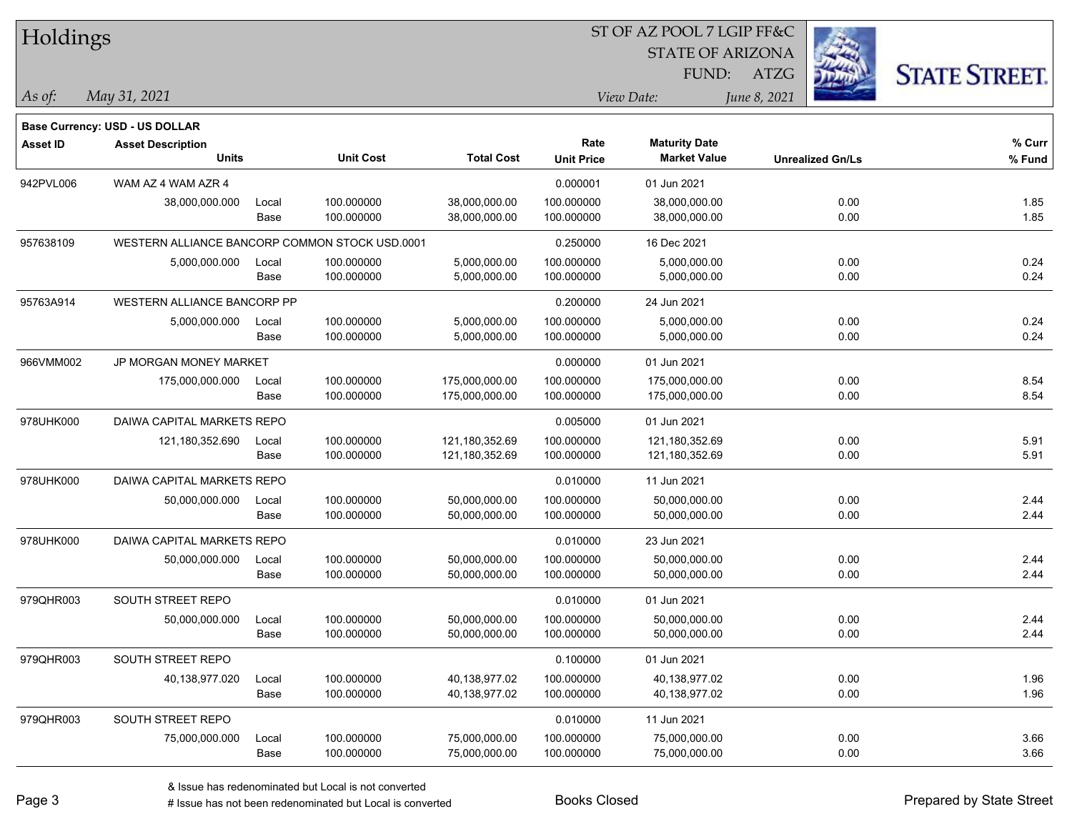# Holdings

ST OF AZ POOL 7 LGIP FF&C
STATE OF ARIZONA
FUND: ATZG

*As of:* *May 31, 2021*
*View Date:* *June 8, 2021*

**Base Currency: USD - US DOLLAR**

| Asset ID | Asset Description / Units | | Unit Cost | Total Cost | Rate / Unit Price | Maturity Date / Market Value | Unrealized Gn/Ls | % Curr / % Fund |
|---|---|---|---|---|---|---|---|---|
| 942PVL006 | WAM AZ 4 WAM AZR 4 | | | | 0.000001 | 01 Jun 2021 | | |
| | 38,000,000.000 | Local | 100.000000 | 38,000,000.00 | 100.000000 | 38,000,000.00 | 0.00 | 1.85 |
| | | Base | 100.000000 | 38,000,000.00 | 100.000000 | 38,000,000.00 | 0.00 | 1.85 |
| 957638109 | WESTERN ALLIANCE BANCORP COMMON STOCK USD.0001 | | | | 0.250000 | 16 Dec 2021 | | |
| | 5,000,000.000 | Local | 100.000000 | 5,000,000.00 | 100.000000 | 5,000,000.00 | 0.00 | 0.24 |
| | | Base | 100.000000 | 5,000,000.00 | 100.000000 | 5,000,000.00 | 0.00 | 0.24 |
| 95763A914 | WESTERN ALLIANCE BANCORP PP | | | | 0.200000 | 24 Jun 2021 | | |
| | 5,000,000.000 | Local | 100.000000 | 5,000,000.00 | 100.000000 | 5,000,000.00 | 0.00 | 0.24 |
| | | Base | 100.000000 | 5,000,000.00 | 100.000000 | 5,000,000.00 | 0.00 | 0.24 |
| 966VMM002 | JP MORGAN MONEY MARKET | | | | 0.000000 | 01 Jun 2021 | | |
| | 175,000,000.000 | Local | 100.000000 | 175,000,000.00 | 100.000000 | 175,000,000.00 | 0.00 | 8.54 |
| | | Base | 100.000000 | 175,000,000.00 | 100.000000 | 175,000,000.00 | 0.00 | 8.54 |
| 978UHK000 | DAIWA CAPITAL MARKETS REPO | | | | 0.005000 | 01 Jun 2021 | | |
| | 121,180,352.690 | Local | 100.000000 | 121,180,352.69 | 100.000000 | 121,180,352.69 | 0.00 | 5.91 |
| | | Base | 100.000000 | 121,180,352.69 | 100.000000 | 121,180,352.69 | 0.00 | 5.91 |
| 978UHK000 | DAIWA CAPITAL MARKETS REPO | | | | 0.010000 | 11 Jun 2021 | | |
| | 50,000,000.000 | Local | 100.000000 | 50,000,000.00 | 100.000000 | 50,000,000.00 | 0.00 | 2.44 |
| | | Base | 100.000000 | 50,000,000.00 | 100.000000 | 50,000,000.00 | 0.00 | 2.44 |
| 978UHK000 | DAIWA CAPITAL MARKETS REPO | | | | 0.010000 | 23 Jun 2021 | | |
| | 50,000,000.000 | Local | 100.000000 | 50,000,000.00 | 100.000000 | 50,000,000.00 | 0.00 | 2.44 |
| | | Base | 100.000000 | 50,000,000.00 | 100.000000 | 50,000,000.00 | 0.00 | 2.44 |
| 979QHR003 | SOUTH STREET REPO | | | | 0.010000 | 01 Jun 2021 | | |
| | 50,000,000.000 | Local | 100.000000 | 50,000,000.00 | 100.000000 | 50,000,000.00 | 0.00 | 2.44 |
| | | Base | 100.000000 | 50,000,000.00 | 100.000000 | 50,000,000.00 | 0.00 | 2.44 |
| 979QHR003 | SOUTH STREET REPO | | | | 0.100000 | 01 Jun 2021 | | |
| | 40,138,977.020 | Local | 100.000000 | 40,138,977.02 | 100.000000 | 40,138,977.02 | 0.00 | 1.96 |
| | | Base | 100.000000 | 40,138,977.02 | 100.000000 | 40,138,977.02 | 0.00 | 1.96 |
| 979QHR003 | SOUTH STREET REPO | | | | 0.010000 | 11 Jun 2021 | | |
| | 75,000,000.000 | Local | 100.000000 | 75,000,000.00 | 100.000000 | 75,000,000.00 | 0.00 | 3.66 |
| | | Base | 100.000000 | 75,000,000.00 | 100.000000 | 75,000,000.00 | 0.00 | 3.66 |

& Issue has redenominated but Local is not converted
# Issue has not been redenominated but Local is converted

Books Closed

Prepared by State Street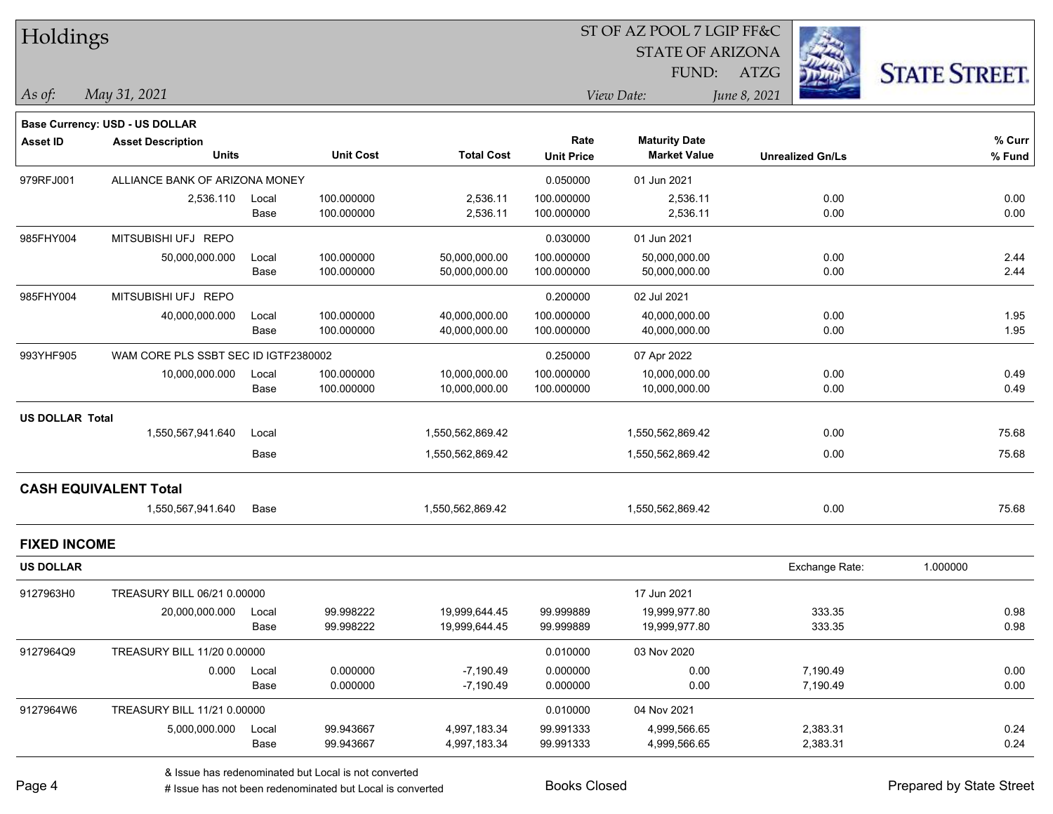# Holdings

ST OF AZ POOL 7 LGIP FF&C
STATE OF ARIZONA
FUND: ATZG

*As of:* *May 31, 2021*

*View Date:* *June 8, 2021*

**Base Currency: USD - US DOLLAR**

| Asset ID | Asset Description / Units | | Unit Cost | Total Cost | Rate / Unit Price | Maturity Date / Market Value | Unrealized Gn/Ls | % Curr / % Fund |
|---|---|---|---|---|---|---|---|---|
| 979RFJ001 | ALLIANCE BANK OF ARIZONA MONEY | | | | 0.050000 | 01 Jun 2021 | | |
| | 2,536.110 | Local | 100.000000 | 2,536.11 | 100.000000 | 2,536.11 | 0.00 | 0.00 |
| | | Base | 100.000000 | 2,536.11 | 100.000000 | 2,536.11 | 0.00 | 0.00 |
| 985FHY004 | MITSUBISHI UFJ REPO | | | | 0.030000 | 01 Jun 2021 | | |
| | 50,000,000.000 | Local | 100.000000 | 50,000,000.00 | 100.000000 | 50,000,000.00 | 0.00 | 2.44 |
| | | Base | 100.000000 | 50,000,000.00 | 100.000000 | 50,000,000.00 | 0.00 | 2.44 |
| 985FHY004 | MITSUBISHI UFJ REPO | | | | 0.200000 | 02 Jul 2021 | | |
| | 40,000,000.000 | Local | 100.000000 | 40,000,000.00 | 100.000000 | 40,000,000.00 | 0.00 | 1.95 |
| | | Base | 100.000000 | 40,000,000.00 | 100.000000 | 40,000,000.00 | 0.00 | 1.95 |
| 993YHF905 | WAM CORE PLS SSBT SEC ID IGTF2380002 | | | | 0.250000 | 07 Apr 2022 | | |
| | 10,000,000.000 | Local | 100.000000 | 10,000,000.00 | 100.000000 | 10,000,000.00 | 0.00 | 0.49 |
| | | Base | 100.000000 | 10,000,000.00 | 100.000000 | 10,000,000.00 | 0.00 | 0.49 |
| **US DOLLAR Total** | | | | | | | | |
| | 1,550,567,941.640 | Local | | 1,550,562,869.42 | | 1,550,562,869.42 | 0.00 | 75.68 |
| | | Base | | 1,550,562,869.42 | | 1,550,562,869.42 | 0.00 | 75.68 |
| **CASH EQUIVALENT Total** | | | | | | | | |
| | 1,550,567,941.640 | Base | | 1,550,562,869.42 | | 1,550,562,869.42 | 0.00 | 75.68 |

## FIXED INCOME

**US DOLLAR** — Exchange Rate: 1.000000

| Asset ID | Asset Description / Units | | Unit Cost | Total Cost | Rate / Unit Price | Maturity Date / Market Value | Unrealized Gn/Ls | % Curr / % Fund |
|---|---|---|---|---|---|---|---|---|
| 9127963H0 | TREASURY BILL 06/21 0.00000 | | | | | 17 Jun 2021 | | |
| | 20,000,000.000 | Local | 99.998222 | 19,999,644.45 | 99.999889 | 19,999,977.80 | 333.35 | 0.98 |
| | | Base | 99.998222 | 19,999,644.45 | 99.999889 | 19,999,977.80 | 333.35 | 0.98 |
| 9127964Q9 | TREASURY BILL 11/20 0.00000 | | | | 0.010000 | 03 Nov 2020 | | |
| | 0.000 | Local | 0.000000 | -7,190.49 | 0.000000 | 0.00 | 7,190.49 | 0.00 |
| | | Base | 0.000000 | -7,190.49 | 0.000000 | 0.00 | 7,190.49 | 0.00 |
| 9127964W6 | TREASURY BILL 11/21 0.00000 | | | | 0.010000 | 04 Nov 2021 | | |
| | 5,000,000.000 | Local | 99.943667 | 4,997,183.34 | 99.991333 | 4,999,566.65 | 2,383.31 | 0.24 |
| | | Base | 99.943667 | 4,997,183.34 | 99.991333 | 4,999,566.65 | 2,383.31 | 0.24 |

& Issue has redenominated but Local is not converted
# Issue has not been redenominated but Local is converted

Books Closed

Prepared by State Street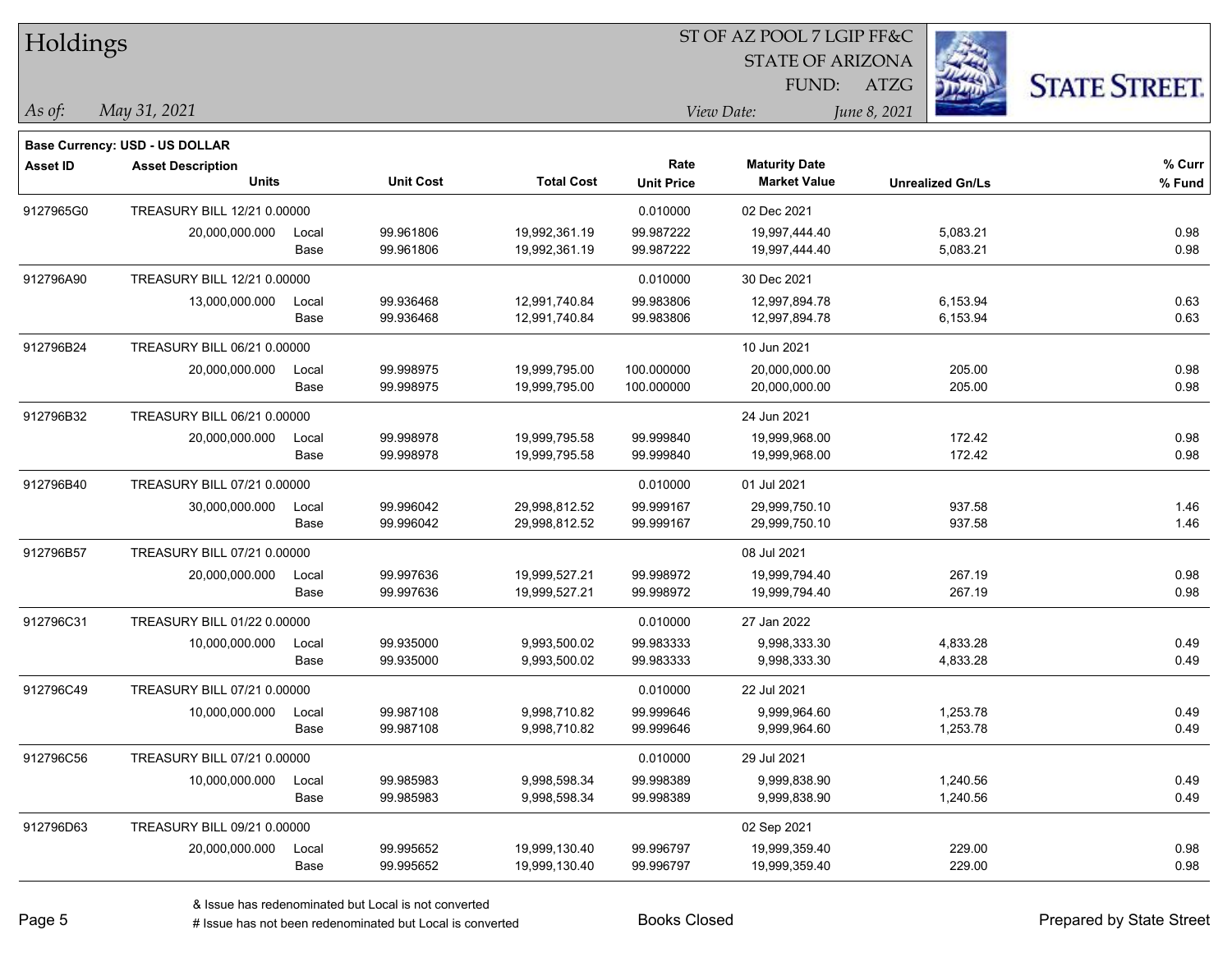# Holdings

ST OF AZ POOL 7 LGIP FF&C
STATE OF ARIZONA
FUND: ATZG

*As of:* May 31, 2021

*View Date:* June 8, 2021

**Base Currency: USD - US DOLLAR**

| Asset ID | Asset Description / Units | | Unit Cost | Total Cost | Rate / Unit Price | Maturity Date / Market Value | Unrealized Gn/Ls | % Curr / % Fund |
|---|---|---|---|---|---|---|---|---|
| 9127965G0 | TREASURY BILL 12/21 0.00000 | | | | 0.010000 | 02 Dec 2021 | | |
| | 20,000,000.000 | Local | 99.961806 | 19,992,361.19 | 99.987222 | 19,997,444.40 | 5,083.21 | 0.98 |
| | | Base | 99.961806 | 19,992,361.19 | 99.987222 | 19,997,444.40 | 5,083.21 | 0.98 |
| 912796A90 | TREASURY BILL 12/21 0.00000 | | | | 0.010000 | 30 Dec 2021 | | |
| | 13,000,000.000 | Local | 99.936468 | 12,991,740.84 | 99.983806 | 12,997,894.78 | 6,153.94 | 0.63 |
| | | Base | 99.936468 | 12,991,740.84 | 99.983806 | 12,997,894.78 | 6,153.94 | 0.63 |
| 912796B24 | TREASURY BILL 06/21 0.00000 | | | | | 10 Jun 2021 | | |
| | 20,000,000.000 | Local | 99.998975 | 19,999,795.00 | 100.000000 | 20,000,000.00 | 205.00 | 0.98 |
| | | Base | 99.998975 | 19,999,795.00 | 100.000000 | 20,000,000.00 | 205.00 | 0.98 |
| 912796B32 | TREASURY BILL 06/21 0.00000 | | | | | 24 Jun 2021 | | |
| | 20,000,000.000 | Local | 99.998978 | 19,999,795.58 | 99.999840 | 19,999,968.00 | 172.42 | 0.98 |
| | | Base | 99.998978 | 19,999,795.58 | 99.999840 | 19,999,968.00 | 172.42 | 0.98 |
| 912796B40 | TREASURY BILL 07/21 0.00000 | | | | 0.010000 | 01 Jul 2021 | | |
| | 30,000,000.000 | Local | 99.996042 | 29,998,812.52 | 99.999167 | 29,999,750.10 | 937.58 | 1.46 |
| | | Base | 99.996042 | 29,998,812.52 | 99.999167 | 29,999,750.10 | 937.58 | 1.46 |
| 912796B57 | TREASURY BILL 07/21 0.00000 | | | | | 08 Jul 2021 | | |
| | 20,000,000.000 | Local | 99.997636 | 19,999,527.21 | 99.998972 | 19,999,794.40 | 267.19 | 0.98 |
| | | Base | 99.997636 | 19,999,527.21 | 99.998972 | 19,999,794.40 | 267.19 | 0.98 |
| 912796C31 | TREASURY BILL 01/22 0.00000 | | | | 0.010000 | 27 Jan 2022 | | |
| | 10,000,000.000 | Local | 99.935000 | 9,993,500.02 | 99.983333 | 9,998,333.30 | 4,833.28 | 0.49 |
| | | Base | 99.935000 | 9,993,500.02 | 99.983333 | 9,998,333.30 | 4,833.28 | 0.49 |
| 912796C49 | TREASURY BILL 07/21 0.00000 | | | | 0.010000 | 22 Jul 2021 | | |
| | 10,000,000.000 | Local | 99.987108 | 9,998,710.82 | 99.999646 | 9,999,964.60 | 1,253.78 | 0.49 |
| | | Base | 99.987108 | 9,998,710.82 | 99.999646 | 9,999,964.60 | 1,253.78 | 0.49 |
| 912796C56 | TREASURY BILL 07/21 0.00000 | | | | 0.010000 | 29 Jul 2021 | | |
| | 10,000,000.000 | Local | 99.985983 | 9,998,598.34 | 99.998389 | 9,999,838.90 | 1,240.56 | 0.49 |
| | | Base | 99.985983 | 9,998,598.34 | 99.998389 | 9,999,838.90 | 1,240.56 | 0.49 |
| 912796D63 | TREASURY BILL 09/21 0.00000 | | | | | 02 Sep 2021 | | |
| | 20,000,000.000 | Local | 99.995652 | 19,999,130.40 | 99.996797 | 19,999,359.40 | 229.00 | 0.98 |
| | | Base | 99.995652 | 19,999,130.40 | 99.996797 | 19,999,359.40 | 229.00 | 0.98 |

& Issue has redenominated but Local is not converted
# Issue has not been redenominated but Local is converted

Books Closed

Prepared by State Street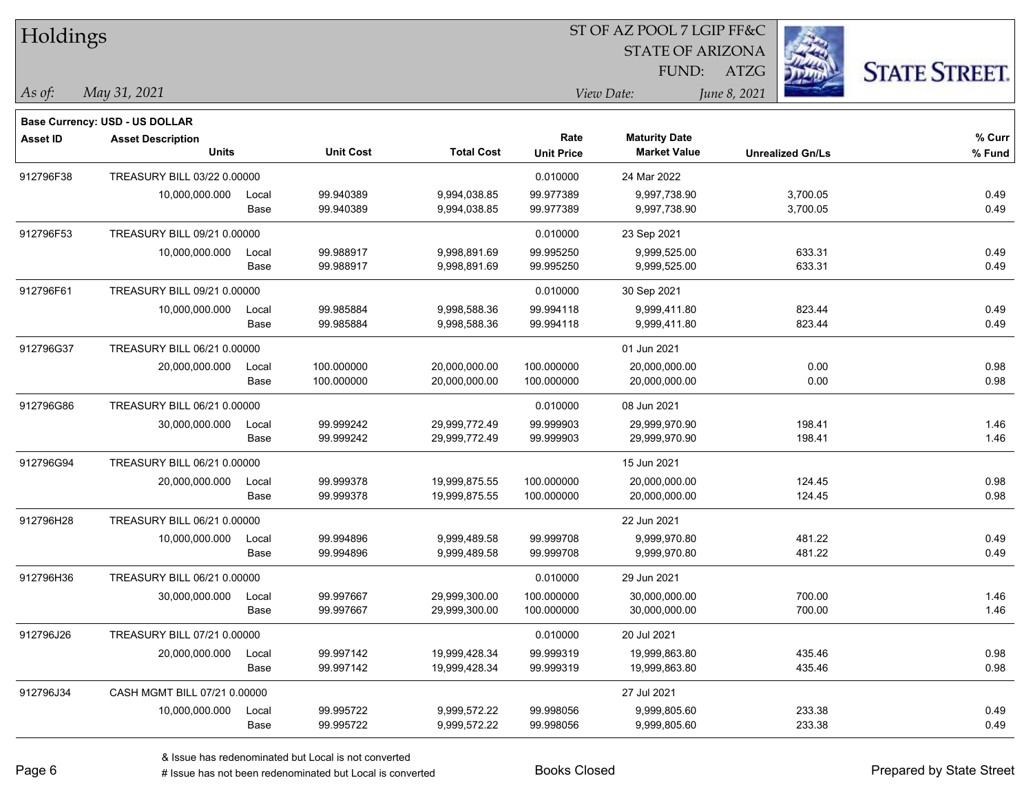# Holdings

ST OF AZ POOL 7 LGIP FF&C
STATE OF ARIZONA
FUND: ATZG

*As of:* *May 31, 2021*

*View Date:* *June 8, 2021*

**Base Currency: USD - US DOLLAR**

| Asset ID | Asset Description / Units | | Unit Cost | Total Cost | Rate / Unit Price | Maturity Date / Market Value | Unrealized Gn/Ls | % Curr / % Fund |
|---|---|---|---|---|---|---|---|---|
| 912796F38 | TREASURY BILL 03/22 0.00000 | | | | 0.010000 | 24 Mar 2022 | | |
| | 10,000,000.000 | Local | 99.940389 | 9,994,038.85 | 99.977389 | 9,997,738.90 | 3,700.05 | 0.49 |
| | | Base | 99.940389 | 9,994,038.85 | 99.977389 | 9,997,738.90 | 3,700.05 | 0.49 |
| 912796F53 | TREASURY BILL 09/21 0.00000 | | | | 0.010000 | 23 Sep 2021 | | |
| | 10,000,000.000 | Local | 99.988917 | 9,998,891.69 | 99.995250 | 9,999,525.00 | 633.31 | 0.49 |
| | | Base | 99.988917 | 9,998,891.69 | 99.995250 | 9,999,525.00 | 633.31 | 0.49 |
| 912796F61 | TREASURY BILL 09/21 0.00000 | | | | 0.010000 | 30 Sep 2021 | | |
| | 10,000,000.000 | Local | 99.985884 | 9,998,588.36 | 99.994118 | 9,999,411.80 | 823.44 | 0.49 |
| | | Base | 99.985884 | 9,998,588.36 | 99.994118 | 9,999,411.80 | 823.44 | 0.49 |
| 912796G37 | TREASURY BILL 06/21 0.00000 | | | | | 01 Jun 2021 | | |
| | 20,000,000.000 | Local | 100.000000 | 20,000,000.00 | 100.000000 | 20,000,000.00 | 0.00 | 0.98 |
| | | Base | 100.000000 | 20,000,000.00 | 100.000000 | 20,000,000.00 | 0.00 | 0.98 |
| 912796G86 | TREASURY BILL 06/21 0.00000 | | | | 0.010000 | 08 Jun 2021 | | |
| | 30,000,000.000 | Local | 99.999242 | 29,999,772.49 | 99.999903 | 29,999,970.90 | 198.41 | 1.46 |
| | | Base | 99.999242 | 29,999,772.49 | 99.999903 | 29,999,970.90 | 198.41 | 1.46 |
| 912796G94 | TREASURY BILL 06/21 0.00000 | | | | | 15 Jun 2021 | | |
| | 20,000,000.000 | Local | 99.999378 | 19,999,875.55 | 100.000000 | 20,000,000.00 | 124.45 | 0.98 |
| | | Base | 99.999378 | 19,999,875.55 | 100.000000 | 20,000,000.00 | 124.45 | 0.98 |
| 912796H28 | TREASURY BILL 06/21 0.00000 | | | | | 22 Jun 2021 | | |
| | 10,000,000.000 | Local | 99.994896 | 9,999,489.58 | 99.999708 | 9,999,970.80 | 481.22 | 0.49 |
| | | Base | 99.994896 | 9,999,489.58 | 99.999708 | 9,999,970.80 | 481.22 | 0.49 |
| 912796H36 | TREASURY BILL 06/21 0.00000 | | | | 0.010000 | 29 Jun 2021 | | |
| | 30,000,000.000 | Local | 99.997667 | 29,999,300.00 | 100.000000 | 30,000,000.00 | 700.00 | 1.46 |
| | | Base | 99.997667 | 29,999,300.00 | 100.000000 | 30,000,000.00 | 700.00 | 1.46 |
| 912796J26 | TREASURY BILL 07/21 0.00000 | | | | 0.010000 | 20 Jul 2021 | | |
| | 20,000,000.000 | Local | 99.997142 | 19,999,428.34 | 99.999319 | 19,999,863.80 | 435.46 | 0.98 |
| | | Base | 99.997142 | 19,999,428.34 | 99.999319 | 19,999,863.80 | 435.46 | 0.98 |
| 912796J34 | CASH MGMT BILL 07/21 0.00000 | | | | | 27 Jul 2021 | | |
| | 10,000,000.000 | Local | 99.995722 | 9,999,572.22 | 99.998056 | 9,999,805.60 | 233.38 | 0.49 |
| | | Base | 99.995722 | 9,999,572.22 | 99.998056 | 9,999,805.60 | 233.38 | 0.49 |

& Issue has redenominated but Local is not converted
# Issue has not been redenominated but Local is converted

Books Closed

Prepared by State Street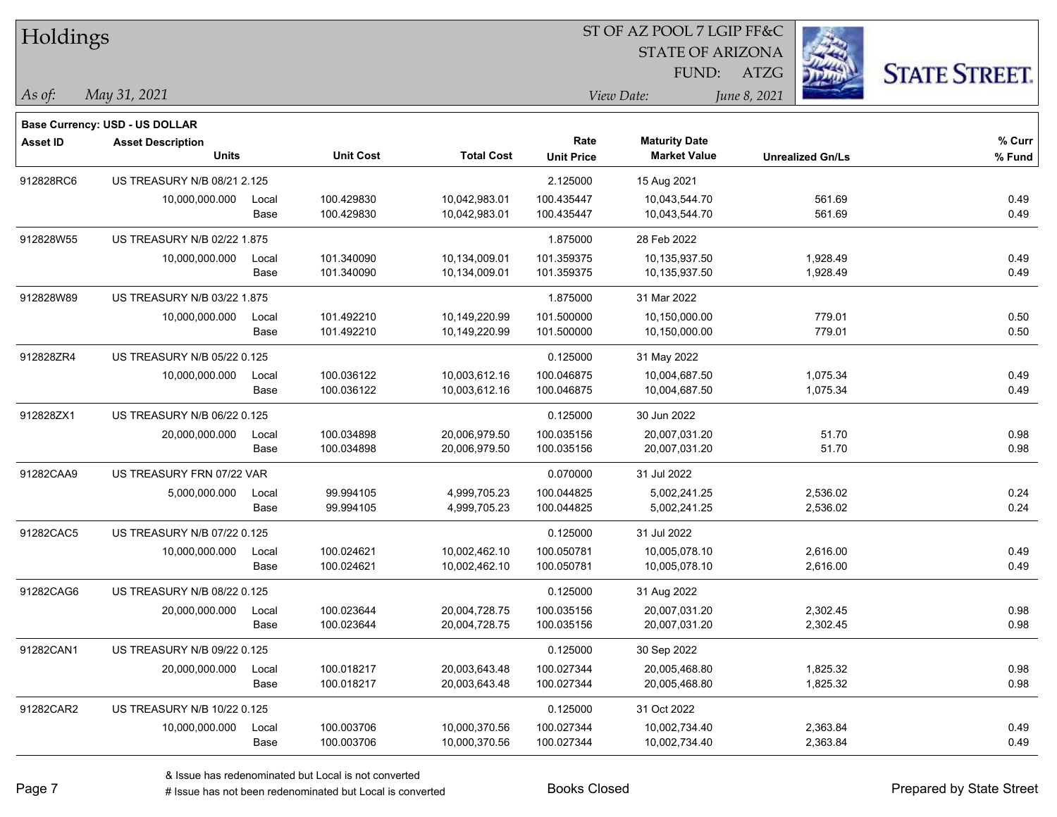# Holdings

ST OF AZ POOL 7 LGIP FF&C
STATE OF ARIZONA
FUND: ATZG

*As of:* *May 31, 2021*

*View Date:* *June 8, 2021*

**Base Currency: USD - US DOLLAR**

| Asset ID | Asset Description / Units | | Unit Cost | Total Cost | Rate / Unit Price | Maturity Date / Market Value | Unrealized Gn/Ls | % Curr / % Fund |
|---|---|---|---|---|---|---|---|---|
| 912828RC6 | US TREASURY N/B 08/21 2.125 | | | | 2.125000 | 15 Aug 2021 | | |
| | 10,000,000.000 | Local | 100.429830 | 10,042,983.01 | 100.435447 | 10,043,544.70 | 561.69 | 0.49 |
| | | Base | 100.429830 | 10,042,983.01 | 100.435447 | 10,043,544.70 | 561.69 | 0.49 |
| 912828W55 | US TREASURY N/B 02/22 1.875 | | | | 1.875000 | 28 Feb 2022 | | |
| | 10,000,000.000 | Local | 101.340090 | 10,134,009.01 | 101.359375 | 10,135,937.50 | 1,928.49 | 0.49 |
| | | Base | 101.340090 | 10,134,009.01 | 101.359375 | 10,135,937.50 | 1,928.49 | 0.49 |
| 912828W89 | US TREASURY N/B 03/22 1.875 | | | | 1.875000 | 31 Mar 2022 | | |
| | 10,000,000.000 | Local | 101.492210 | 10,149,220.99 | 101.500000 | 10,150,000.00 | 779.01 | 0.50 |
| | | Base | 101.492210 | 10,149,220.99 | 101.500000 | 10,150,000.00 | 779.01 | 0.50 |
| 912828ZR4 | US TREASURY N/B 05/22 0.125 | | | | 0.125000 | 31 May 2022 | | |
| | 10,000,000.000 | Local | 100.036122 | 10,003,612.16 | 100.046875 | 10,004,687.50 | 1,075.34 | 0.49 |
| | | Base | 100.036122 | 10,003,612.16 | 100.046875 | 10,004,687.50 | 1,075.34 | 0.49 |
| 912828ZX1 | US TREASURY N/B 06/22 0.125 | | | | 0.125000 | 30 Jun 2022 | | |
| | 20,000,000.000 | Local | 100.034898 | 20,006,979.50 | 100.035156 | 20,007,031.20 | 51.70 | 0.98 |
| | | Base | 100.034898 | 20,006,979.50 | 100.035156 | 20,007,031.20 | 51.70 | 0.98 |
| 91282CAA9 | US TREASURY FRN 07/22 VAR | | | | 0.070000 | 31 Jul 2022 | | |
| | 5,000,000.000 | Local | 99.994105 | 4,999,705.23 | 100.044825 | 5,002,241.25 | 2,536.02 | 0.24 |
| | | Base | 99.994105 | 4,999,705.23 | 100.044825 | 5,002,241.25 | 2,536.02 | 0.24 |
| 91282CAC5 | US TREASURY N/B 07/22 0.125 | | | | 0.125000 | 31 Jul 2022 | | |
| | 10,000,000.000 | Local | 100.024621 | 10,002,462.10 | 100.050781 | 10,005,078.10 | 2,616.00 | 0.49 |
| | | Base | 100.024621 | 10,002,462.10 | 100.050781 | 10,005,078.10 | 2,616.00 | 0.49 |
| 91282CAG6 | US TREASURY N/B 08/22 0.125 | | | | 0.125000 | 31 Aug 2022 | | |
| | 20,000,000.000 | Local | 100.023644 | 20,004,728.75 | 100.035156 | 20,007,031.20 | 2,302.45 | 0.98 |
| | | Base | 100.023644 | 20,004,728.75 | 100.035156 | 20,007,031.20 | 2,302.45 | 0.98 |
| 91282CAN1 | US TREASURY N/B 09/22 0.125 | | | | 0.125000 | 30 Sep 2022 | | |
| | 20,000,000.000 | Local | 100.018217 | 20,003,643.48 | 100.027344 | 20,005,468.80 | 1,825.32 | 0.98 |
| | | Base | 100.018217 | 20,003,643.48 | 100.027344 | 20,005,468.80 | 1,825.32 | 0.98 |
| 91282CAR2 | US TREASURY N/B 10/22 0.125 | | | | 0.125000 | 31 Oct 2022 | | |
| | 10,000,000.000 | Local | 100.003706 | 10,000,370.56 | 100.027344 | 10,002,734.40 | 2,363.84 | 0.49 |
| | | Base | 100.003706 | 10,000,370.56 | 100.027344 | 10,002,734.40 | 2,363.84 | 0.49 |

& Issue has redenominated but Local is not converted
# Issue has not been redenominated but Local is converted

Books Closed

Prepared by State Street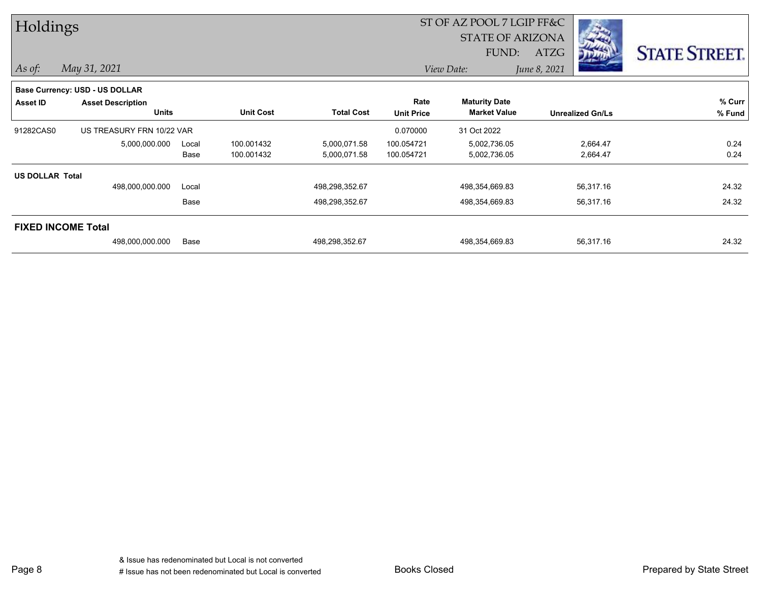# Holdings

ST OF AZ POOL 7 LGIP FF&C
STATE OF ARIZONA
FUND: ATZG

*As of:* *May 31, 2021*

*View Date:* *June 8, 2021*

**Base Currency: USD - US DOLLAR**

| Asset ID | Asset Description / Units | | Unit Cost | Total Cost | Rate / Unit Price | Maturity Date / Market Value | Unrealized Gn/Ls | % Curr / % Fund |
|---|---|---|---|---|---|---|---|---|
| 91282CAS0 | US TREASURY FRN 10/22 VAR | | | | 0.070000 | 31 Oct 2022 | | |
| | 5,000,000.000 | Local | 100.001432 | 5,000,071.58 | 100.054721 | 5,002,736.05 | 2,664.47 | 0.24 |
| | | Base | 100.001432 | 5,000,071.58 | 100.054721 | 5,002,736.05 | 2,664.47 | 0.24 |
| **US DOLLAR Total** | | | | | | | | |
| | 498,000,000.000 | Local | | 498,298,352.67 | | 498,354,669.83 | 56,317.16 | 24.32 |
| | | Base | | 498,298,352.67 | | 498,354,669.83 | 56,317.16 | 24.32 |
| **FIXED INCOME Total** | | | | | | | | |
| | 498,000,000.000 | Base | | 498,298,352.67 | | 498,354,669.83 | 56,317.16 | 24.32 |

& Issue has redenominated but Local is not converted
# Issue has not been redenominated but Local is converted

Books Closed

Prepared by State Street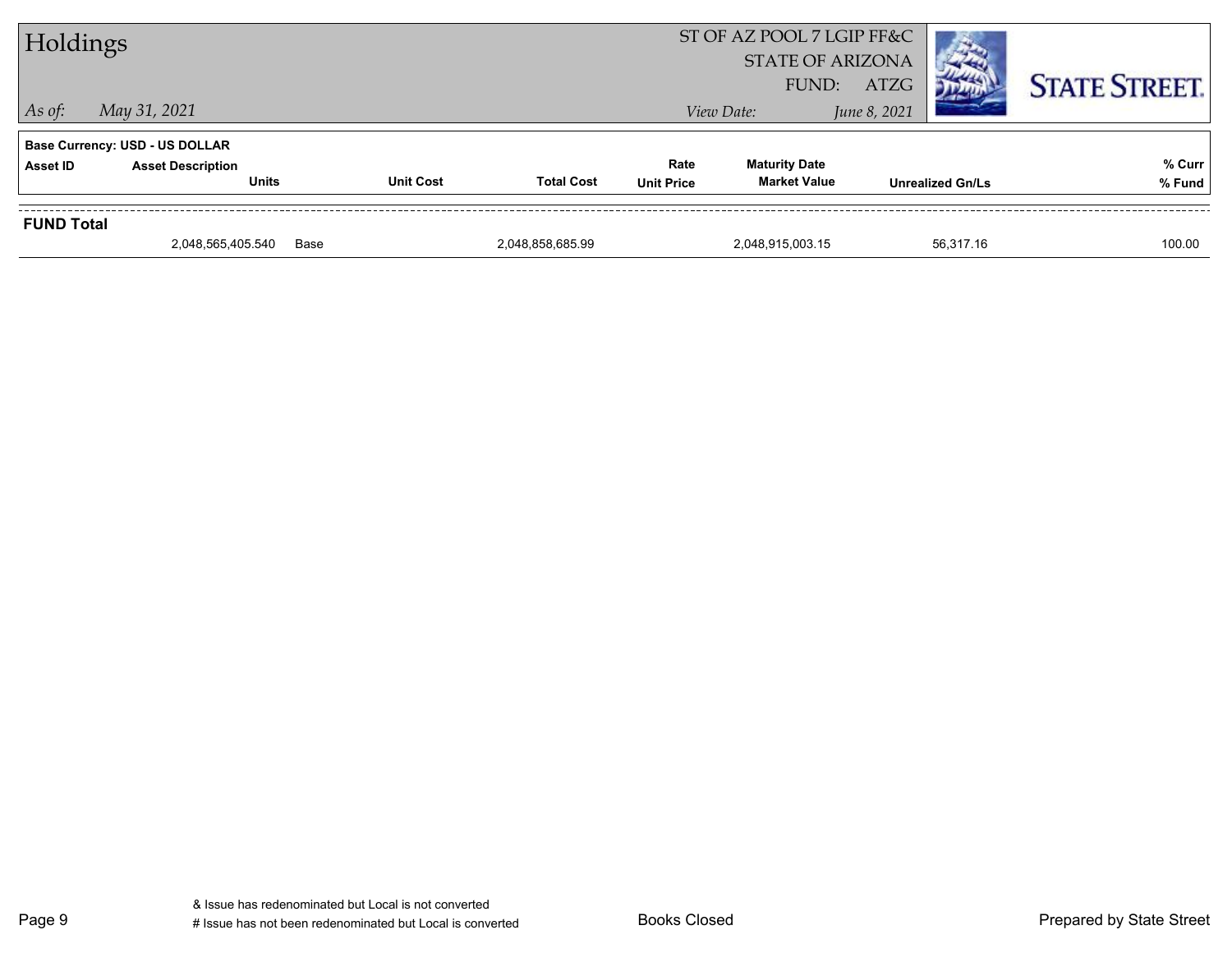# Holdings

*As of:* *May 31, 2021*

ST OF AZ POOL 7 LGIP FF&C
STATE OF ARIZONA
FUND: ATZG

*View Date:* *June 8, 2021*

**Base Currency: USD - US DOLLAR**

| Asset ID | Asset Description / Units | | Unit Cost | Total Cost | Rate / Unit Price | Maturity Date / Market Value | Unrealized Gn/Ls | % Curr / % Fund |
|---|---|---|---|---|---|---|---|---|
| **FUND Total** | | | | | | | | |
| | 2,048,565,405.540 | Base | | 2,048,858,685.99 | | 2,048,915,003.15 | 56,317.16 | 100.00 |

& Issue has redenominated but Local is not converted
# Issue has not been redenominated but Local is converted

Books Closed

Prepared by State Street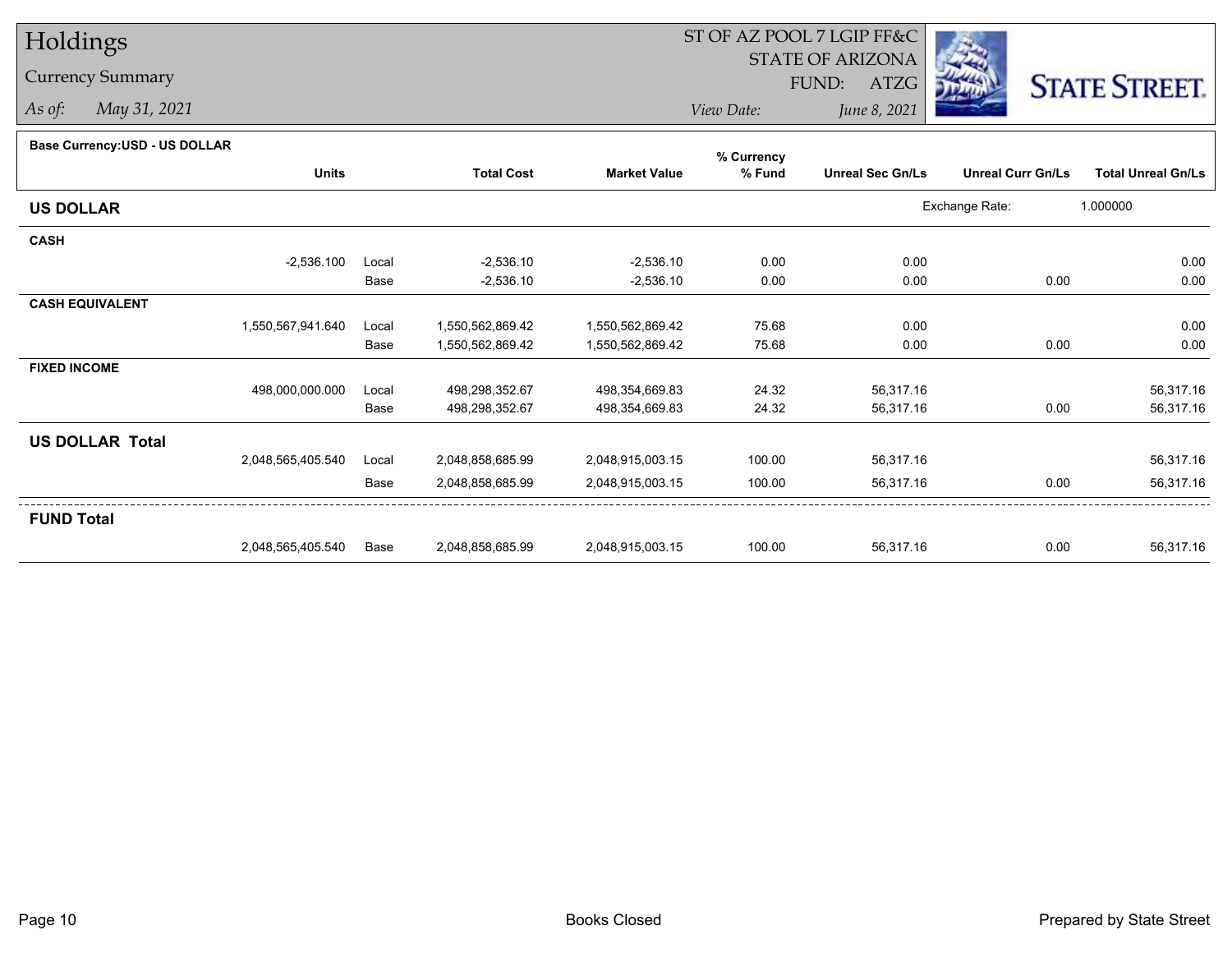# Holdings

## Currency Summary

*As of:* *May 31, 2021*

ST OF AZ POOL 7 LGIP FF&C
STATE OF ARIZONA
FUND: ATZG

*View Date:* *June 8, 2021*

STATE STREET.

**Base Currency:USD - US DOLLAR**

| | Units | | Total Cost | Market Value | % Currency % Fund | Unreal Sec Gn/Ls | Unreal Curr Gn/Ls | Total Unreal Gn/Ls |
|---|---|---|---|---|---|---|---|---|
| **US DOLLAR** | | | | | | Exchange Rate: | 1.000000 | |
| **CASH** | | | | | | | | |
| | -2,536.100 | Local | -2,536.10 | -2,536.10 | 0.00 | 0.00 | | 0.00 |
| | | Base | -2,536.10 | -2,536.10 | 0.00 | 0.00 | 0.00 | 0.00 |
| **CASH EQUIVALENT** | | | | | | | | |
| | 1,550,567,941.640 | Local | 1,550,562,869.42 | 1,550,562,869.42 | 75.68 | 0.00 | | 0.00 |
| | | Base | 1,550,562,869.42 | 1,550,562,869.42 | 75.68 | 0.00 | 0.00 | 0.00 |
| **FIXED INCOME** | | | | | | | | |
| | 498,000,000.000 | Local | 498,298,352.67 | 498,354,669.83 | 24.32 | 56,317.16 | | 56,317.16 |
| | | Base | 498,298,352.67 | 498,354,669.83 | 24.32 | 56,317.16 | 0.00 | 56,317.16 |
| **US DOLLAR Total** | | | | | | | | |
| | 2,048,565,405.540 | Local | 2,048,858,685.99 | 2,048,915,003.15 | 100.00 | 56,317.16 | | 56,317.16 |
| | | Base | 2,048,858,685.99 | 2,048,915,003.15 | 100.00 | 56,317.16 | 0.00 | 56,317.16 |
| **FUND Total** | | | | | | | | |
| | 2,048,565,405.540 | Base | 2,048,858,685.99 | 2,048,915,003.15 | 100.00 | 56,317.16 | 0.00 | 56,317.16 |

Books Closed

Prepared by State Street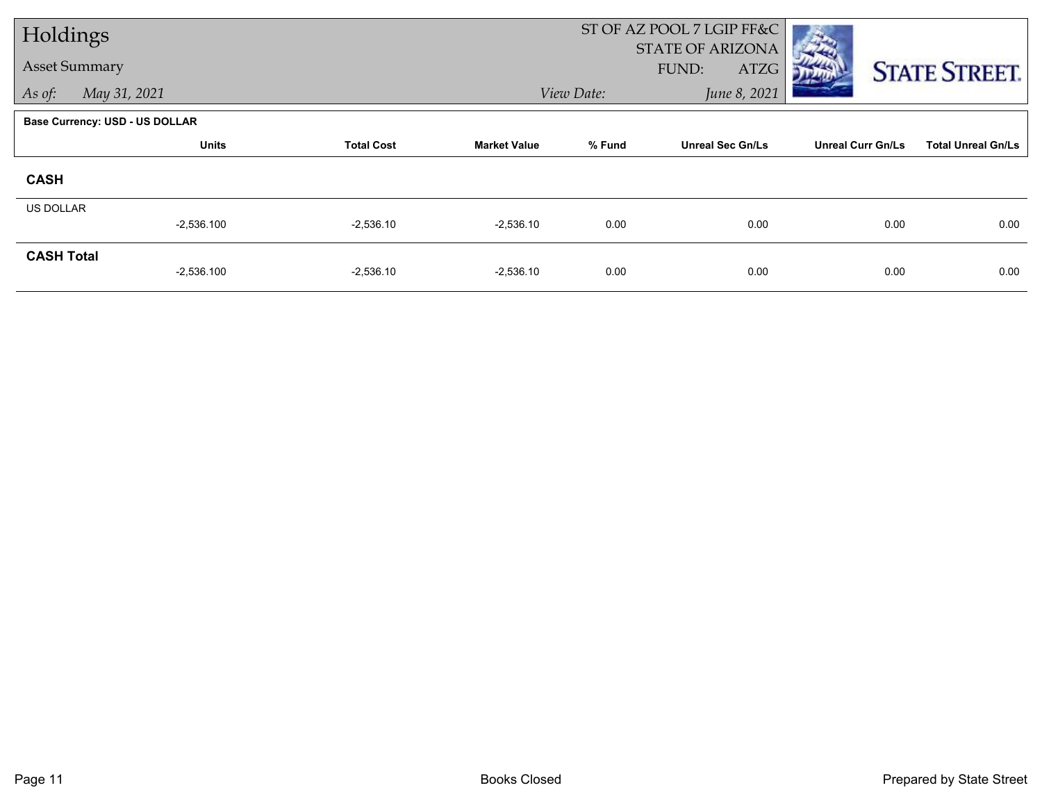# Holdings

Asset Summary

*As of:* *May 31, 2021*

ST OF AZ POOL 7 LGIP FF&C
STATE OF ARIZONA
FUND: ATZG

*View Date:* *June 8, 2021*

**Base Currency: USD - US DOLLAR**

| | Units | Total Cost | Market Value | % Fund | Unreal Sec Gn/Ls | Unreal Curr Gn/Ls | Total Unreal Gn/Ls |
|---|---|---|---|---|---|---|---|
| **CASH** | | | | | | | |
| US DOLLAR | -2,536.100 | -2,536.10 | -2,536.10 | 0.00 | 0.00 | 0.00 | 0.00 |
| **CASH Total** | -2,536.100 | -2,536.10 | -2,536.10 | 0.00 | 0.00 | 0.00 | 0.00 |

Books Closed

Prepared by State Street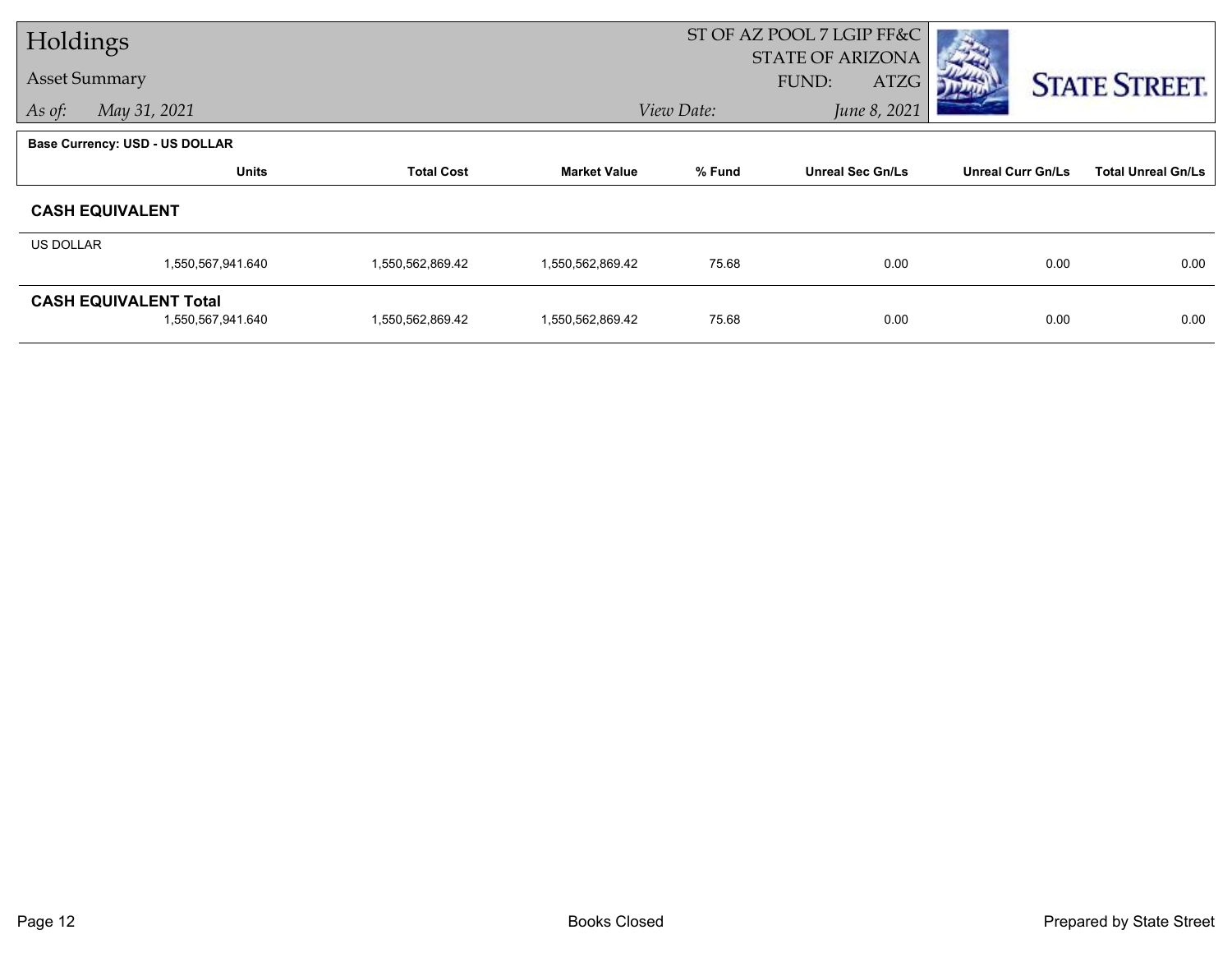# Holdings

Asset Summary

*As of:* *May 31, 2021*

ST OF AZ POOL 7 LGIP FF&C
STATE OF ARIZONA
FUND: ATZG

*View Date:* *June 8, 2021*

**Base Currency: USD - US DOLLAR**

| | Units | Total Cost | Market Value | % Fund | Unreal Sec Gn/Ls | Unreal Curr Gn/Ls | Total Unreal Gn/Ls |
|---|---|---|---|---|---|---|---|
| **CASH EQUIVALENT** | | | | | | | |
| US DOLLAR | 1,550,567,941.640 | 1,550,562,869.42 | 1,550,562,869.42 | 75.68 | 0.00 | 0.00 | 0.00 |
| **CASH EQUIVALENT Total** | 1,550,567,941.640 | 1,550,562,869.42 | 1,550,562,869.42 | 75.68 | 0.00 | 0.00 | 0.00 |

Books Closed

Prepared by State Street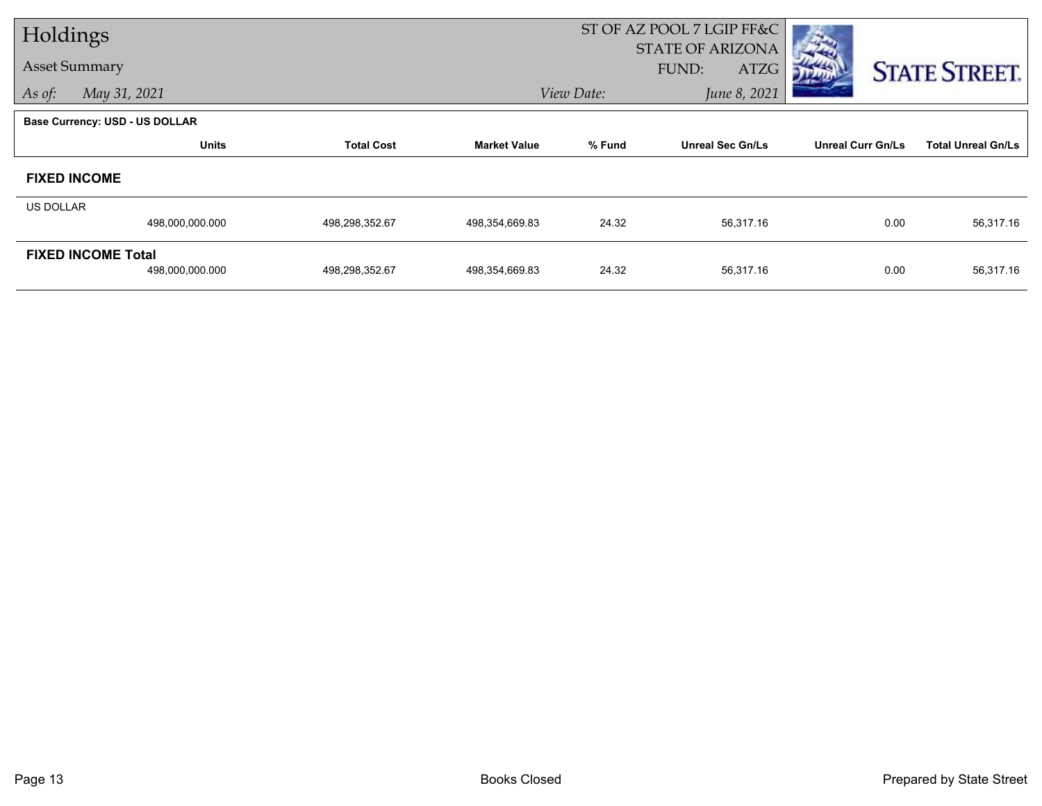# Holdings

## Asset Summary

*As of:* *May 31, 2021*

ST OF AZ POOL 7 LGIP FF&C
STATE OF ARIZONA
FUND: ATZG

*View Date:* *June 8, 2021*

STATE STREET.

**Base Currency: USD - US DOLLAR**

| | Units | Total Cost | Market Value | % Fund | Unreal Sec Gn/Ls | Unreal Curr Gn/Ls | Total Unreal Gn/Ls |
|---|---|---|---|---|---|---|---|
| **FIXED INCOME** | | | | | | | |
| US DOLLAR | 498,000,000.000 | 498,298,352.67 | 498,354,669.83 | 24.32 | 56,317.16 | 0.00 | 56,317.16 |
| **FIXED INCOME Total** | 498,000,000.000 | 498,298,352.67 | 498,354,669.83 | 24.32 | 56,317.16 | 0.00 | 56,317.16 |

Books Closed

Prepared by State Street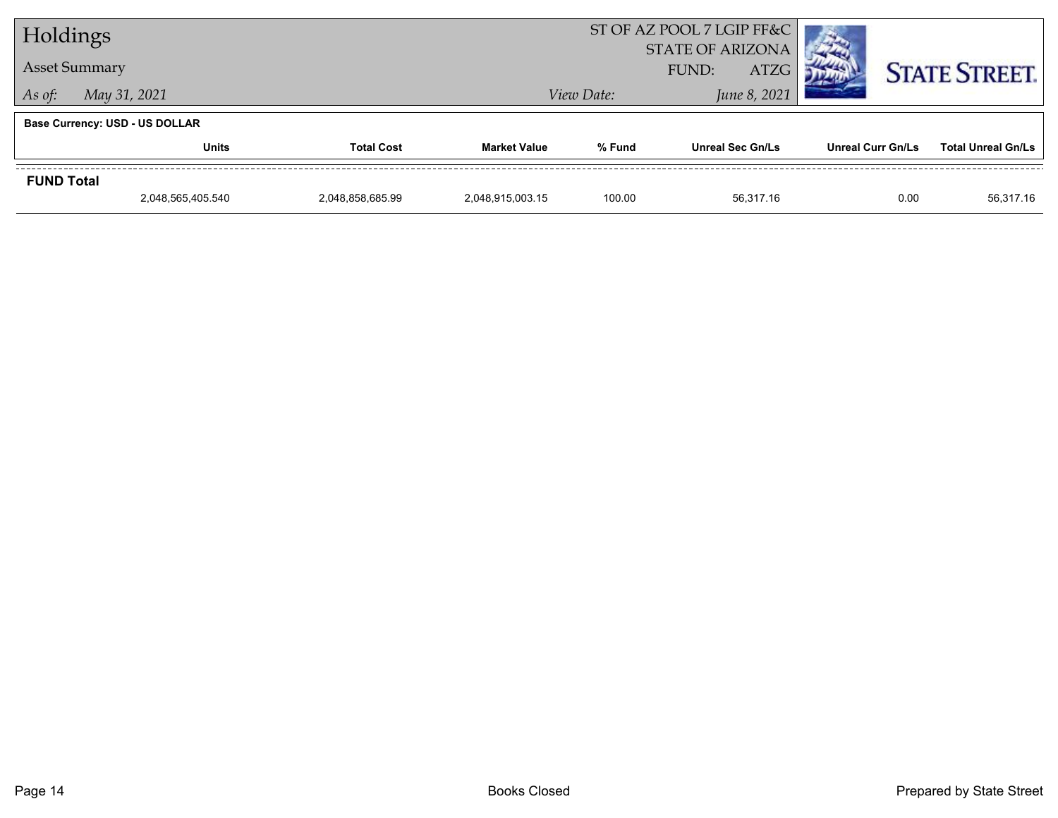# Holdings

## Asset Summary

*As of:* *May 31, 2021*

ST OF AZ POOL 7 LGIP FF&C
STATE OF ARIZONA
FUND: ATZG

*View Date:* *June 8, 2021*

STATE STREET.

**Base Currency: USD - US DOLLAR**

| | Units | Total Cost | Market Value | % Fund | Unreal Sec Gn/Ls | Unreal Curr Gn/Ls | Total Unreal Gn/Ls |
|---|---|---|---|---|---|---|---|
| **FUND Total** | 2,048,565,405.540 | 2,048,858,685.99 | 2,048,915,003.15 | 100.00 | 56,317.16 | 0.00 | 56,317.16 |

Books Closed

Prepared by State Street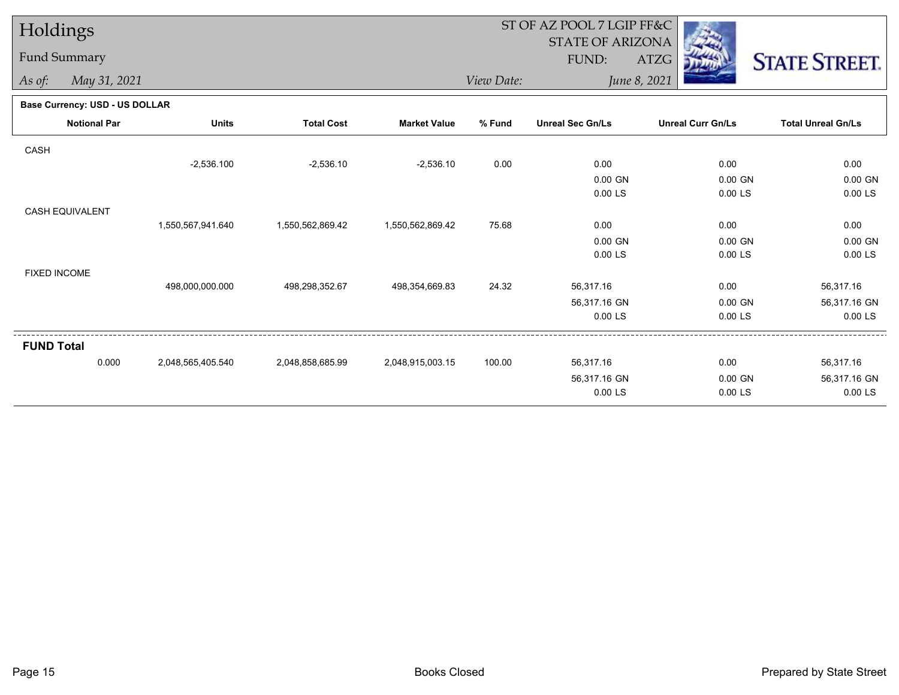# Holdings

Fund Summary

*As of: May 31, 2021*

ST OF AZ POOL 7 LGIP FF&C
STATE OF ARIZONA
FUND: ATZG

*View Date: June 8, 2021*

STATE STREET.

**Base Currency: USD - US DOLLAR**

| Notional Par | Units | Total Cost | Market Value | % Fund | Unreal Sec Gn/Ls | Unreal Curr Gn/Ls | Total Unreal Gn/Ls |
|---|---|---|---|---|---|---|---|
| CASH | | | | | | | |
| | -2,536.100 | -2,536.10 | -2,536.10 | 0.00 | 0.00 | 0.00 | 0.00 |
| | | | | | 0.00 GN | 0.00 GN | 0.00 GN |
| | | | | | 0.00 LS | 0.00 LS | 0.00 LS |
| CASH EQUIVALENT | | | | | | | |
| | 1,550,567,941.640 | 1,550,562,869.42 | 1,550,562,869.42 | 75.68 | 0.00 | 0.00 | 0.00 |
| | | | | | 0.00 GN | 0.00 GN | 0.00 GN |
| | | | | | 0.00 LS | 0.00 LS | 0.00 LS |
| FIXED INCOME | | | | | | | |
| | 498,000,000.000 | 498,298,352.67 | 498,354,669.83 | 24.32 | 56,317.16 | 0.00 | 56,317.16 |
| | | | | | 56,317.16 GN | 0.00 GN | 56,317.16 GN |
| | | | | | 0.00 LS | 0.00 LS | 0.00 LS |
| **FUND Total** | | | | | | | |
| 0.000 | 2,048,565,405.540 | 2,048,858,685.99 | 2,048,915,003.15 | 100.00 | 56,317.16 | 0.00 | 56,317.16 |
| | | | | | 56,317.16 GN | 0.00 GN | 56,317.16 GN |
| | | | | | 0.00 LS | 0.00 LS | 0.00 LS |

Books Closed

Prepared by State Street